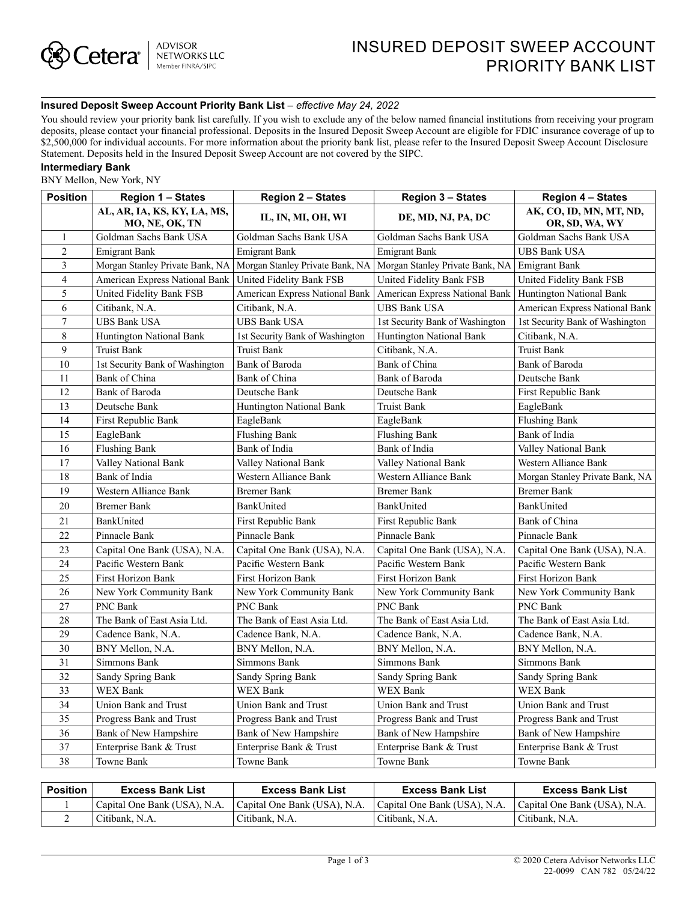# INSURED DEPOSIT SWEEP ACCOUNT PRIORITY BANK LIST

**Insured Deposit Sweep Account Priority Bank List** – *effective May 24, 2022*

You should review your priority bank list carefully. If you wish to exclude any of the below named financial institutions from receiving your program deposits, please contact your financial professional. Deposits in the Insured Deposit Sweep Account are eligible for FDIC insurance coverage of up to $2,500,000 for individual accounts. For more information about the priority bank list, please refer to the Insured Deposit Sweep Account Disclosure Statement. Deposits held in the Insured Deposit Sweep Account are not covered by the SIPC.

**Intermediary Bank**

BNY Mellon, New York, NY

| Position | Region 1 – States | Region 2 – States | Region 3 – States | Region 4 – States |
|---|---|---|---|---|
| | **AL, AR, IA, KS, KY, LA, MS, MO, NE, OK, TN** | **IL, IN, MI, OH, WI** | **DE, MD, NJ, PA, DC** | **AK, CO, ID, MN, MT, ND, OR, SD, WA, WY** |
| 1 | Goldman Sachs Bank USA | Goldman Sachs Bank USA | Goldman Sachs Bank USA | Goldman Sachs Bank USA |
| 2 | Emigrant Bank | Emigrant Bank | Emigrant Bank | UBS Bank USA |
| 3 | Morgan Stanley Private Bank, NA | Morgan Stanley Private Bank, NA | Morgan Stanley Private Bank, NA | Emigrant Bank |
| 4 | American Express National Bank | United Fidelity Bank FSB | United Fidelity Bank FSB | United Fidelity Bank FSB |
| 5 | United Fidelity Bank FSB | American Express National Bank | American Express National Bank | Huntington National Bank |
| 6 | Citibank, N.A. | Citibank, N.A. | UBS Bank USA | American Express National Bank |
| 7 | UBS Bank USA | UBS Bank USA | 1st Security Bank of Washington | 1st Security Bank of Washington |
| 8 | Huntington National Bank | 1st Security Bank of Washington | Huntington National Bank | Citibank, N.A. |
| 9 | Truist Bank | Truist Bank | Citibank, N.A. | Truist Bank |
| 10 | 1st Security Bank of Washington | Bank of Baroda | Bank of China | Bank of Baroda |
| 11 | Bank of China | Bank of China | Bank of Baroda | Deutsche Bank |
| 12 | Bank of Baroda | Deutsche Bank | Deutsche Bank | First Republic Bank |
| 13 | Deutsche Bank | Huntington National Bank | Truist Bank | EagleBank |
| 14 | First Republic Bank | EagleBank | EagleBank | Flushing Bank |
| 15 | EagleBank | Flushing Bank | Flushing Bank | Bank of India |
| 16 | Flushing Bank | Bank of India | Bank of India | Valley National Bank |
| 17 | Valley National Bank | Valley National Bank | Valley National Bank | Western Alliance Bank |
| 18 | Bank of India | Western Alliance Bank | Western Alliance Bank | Morgan Stanley Private Bank, NA |
| 19 | Western Alliance Bank | Bremer Bank | Bremer Bank | Bremer Bank |
| 20 | Bremer Bank | BankUnited | BankUnited | BankUnited |
| 21 | BankUnited | First Republic Bank | First Republic Bank | Bank of China |
| 22 | Pinnacle Bank | Pinnacle Bank | Pinnacle Bank | Pinnacle Bank |
| 23 | Capital One Bank (USA), N.A. | Capital One Bank (USA), N.A. | Capital One Bank (USA), N.A. | Capital One Bank (USA), N.A. |
| 24 | Pacific Western Bank | Pacific Western Bank | Pacific Western Bank | Pacific Western Bank |
| 25 | First Horizon Bank | First Horizon Bank | First Horizon Bank | First Horizon Bank |
| 26 | New York Community Bank | New York Community Bank | New York Community Bank | New York Community Bank |
| 27 | PNC Bank | PNC Bank | PNC Bank | PNC Bank |
| 28 | The Bank of East Asia Ltd. | The Bank of East Asia Ltd. | The Bank of East Asia Ltd. | The Bank of East Asia Ltd. |
| 29 | Cadence Bank, N.A. | Cadence Bank, N.A. | Cadence Bank, N.A. | Cadence Bank, N.A. |
| 30 | BNY Mellon, N.A. | BNY Mellon, N.A. | BNY Mellon, N.A. | BNY Mellon, N.A. |
| 31 | Simmons Bank | Simmons Bank | Simmons Bank | Simmons Bank |
| 32 | Sandy Spring Bank | Sandy Spring Bank | Sandy Spring Bank | Sandy Spring Bank |
| 33 | WEX Bank | WEX Bank | WEX Bank | WEX Bank |
| 34 | Union Bank and Trust | Union Bank and Trust | Union Bank and Trust | Union Bank and Trust |
| 35 | Progress Bank and Trust | Progress Bank and Trust | Progress Bank and Trust | Progress Bank and Trust |
| 36 | Bank of New Hampshire | Bank of New Hampshire | Bank of New Hampshire | Bank of New Hampshire |
| 37 | Enterprise Bank & Trust | Enterprise Bank & Trust | Enterprise Bank & Trust | Enterprise Bank & Trust |
| 38 | Towne Bank | Towne Bank | Towne Bank | Towne Bank |

| Position | Excess Bank List | Excess Bank List | Excess Bank List | Excess Bank List |
|---|---|---|---|---|
| 1 | Capital One Bank (USA), N.A. | Capital One Bank (USA), N.A. | Capital One Bank (USA), N.A. | Capital One Bank (USA), N.A. |
| 2 | Citibank, N.A. | Citibank, N.A. | Citibank, N.A. | Citibank, N.A. |

© 2020 Cetera Advisor Networks LLC
22-0099 CAN 782 05/24/22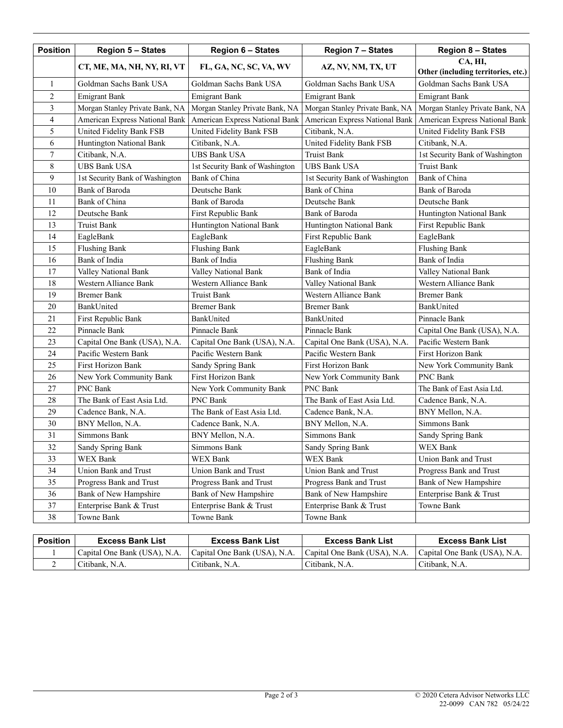| Position | Region 5 – States | Region 6 – States | Region 7 – States | Region 8 – States |
|---|---|---|---|---|
| | CT, ME, MA, NH, NY, RI, VT | FL, GA, NC, SC, VA, WV | AZ, NV, NM, TX, UT | CA, HI, Other (including territories, etc.) |
| 1 | Goldman Sachs Bank USA | Goldman Sachs Bank USA | Goldman Sachs Bank USA | Goldman Sachs Bank USA |
| 2 | Emigrant Bank | Emigrant Bank | Emigrant Bank | Emigrant Bank |
| 3 | Morgan Stanley Private Bank, NA | Morgan Stanley Private Bank, NA | Morgan Stanley Private Bank, NA | Morgan Stanley Private Bank, NA |
| 4 | American Express National Bank | American Express National Bank | American Express National Bank | American Express National Bank |
| 5 | United Fidelity Bank FSB | United Fidelity Bank FSB | Citibank, N.A. | United Fidelity Bank FSB |
| 6 | Huntington National Bank | Citibank, N.A. | United Fidelity Bank FSB | Citibank, N.A. |
| 7 | Citibank, N.A. | UBS Bank USA | Truist Bank | 1st Security Bank of Washington |
| 8 | UBS Bank USA | 1st Security Bank of Washington | UBS Bank USA | Truist Bank |
| 9 | 1st Security Bank of Washington | Bank of China | 1st Security Bank of Washington | Bank of China |
| 10 | Bank of Baroda | Deutsche Bank | Bank of China | Bank of Baroda |
| 11 | Bank of China | Bank of Baroda | Deutsche Bank | Deutsche Bank |
| 12 | Deutsche Bank | First Republic Bank | Bank of Baroda | Huntington National Bank |
| 13 | Truist Bank | Huntington National Bank | Huntington National Bank | First Republic Bank |
| 14 | EagleBank | EagleBank | First Republic Bank | EagleBank |
| 15 | Flushing Bank | Flushing Bank | EagleBank | Flushing Bank |
| 16 | Bank of India | Bank of India | Flushing Bank | Bank of India |
| 17 | Valley National Bank | Valley National Bank | Bank of India | Valley National Bank |
| 18 | Western Alliance Bank | Western Alliance Bank | Valley National Bank | Western Alliance Bank |
| 19 | Bremer Bank | Truist Bank | Western Alliance Bank | Bremer Bank |
| 20 | BankUnited | Bremer Bank | Bremer Bank | BankUnited |
| 21 | First Republic Bank | BankUnited | BankUnited | Pinnacle Bank |
| 22 | Pinnacle Bank | Pinnacle Bank | Pinnacle Bank | Capital One Bank (USA), N.A. |
| 23 | Capital One Bank (USA), N.A. | Capital One Bank (USA), N.A. | Capital One Bank (USA), N.A. | Pacific Western Bank |
| 24 | Pacific Western Bank | Pacific Western Bank | Pacific Western Bank | First Horizon Bank |
| 25 | First Horizon Bank | Sandy Spring Bank | First Horizon Bank | New York Community Bank |
| 26 | New York Community Bank | First Horizon Bank | New York Community Bank | PNC Bank |
| 27 | PNC Bank | New York Community Bank | PNC Bank | The Bank of East Asia Ltd. |
| 28 | The Bank of East Asia Ltd. | PNC Bank | The Bank of East Asia Ltd. | Cadence Bank, N.A. |
| 29 | Cadence Bank, N.A. | The Bank of East Asia Ltd. | Cadence Bank, N.A. | BNY Mellon, N.A. |
| 30 | BNY Mellon, N.A. | Cadence Bank, N.A. | BNY Mellon, N.A. | Simmons Bank |
| 31 | Simmons Bank | BNY Mellon, N.A. | Simmons Bank | Sandy Spring Bank |
| 32 | Sandy Spring Bank | Simmons Bank | Sandy Spring Bank | WEX Bank |
| 33 | WEX Bank | WEX Bank | WEX Bank | Union Bank and Trust |
| 34 | Union Bank and Trust | Union Bank and Trust | Union Bank and Trust | Progress Bank and Trust |
| 35 | Progress Bank and Trust | Progress Bank and Trust | Progress Bank and Trust | Bank of New Hampshire |
| 36 | Bank of New Hampshire | Bank of New Hampshire | Bank of New Hampshire | Enterprise Bank & Trust |
| 37 | Enterprise Bank & Trust | Enterprise Bank & Trust | Enterprise Bank & Trust | Towne Bank |
| 38 | Towne Bank | Towne Bank | Towne Bank | |

| Position | Excess Bank List | Excess Bank List | Excess Bank List | Excess Bank List |
|---|---|---|---|---|
| 1 | Capital One Bank (USA), N.A. | Capital One Bank (USA), N.A. | Capital One Bank (USA), N.A. | Capital One Bank (USA), N.A. |
| 2 | Citibank, N.A. | Citibank, N.A. | Citibank, N.A. | Citibank, N.A. |

© 2020 Cetera Advisor Networks LLC
22-0099 CAN 782 05/24/22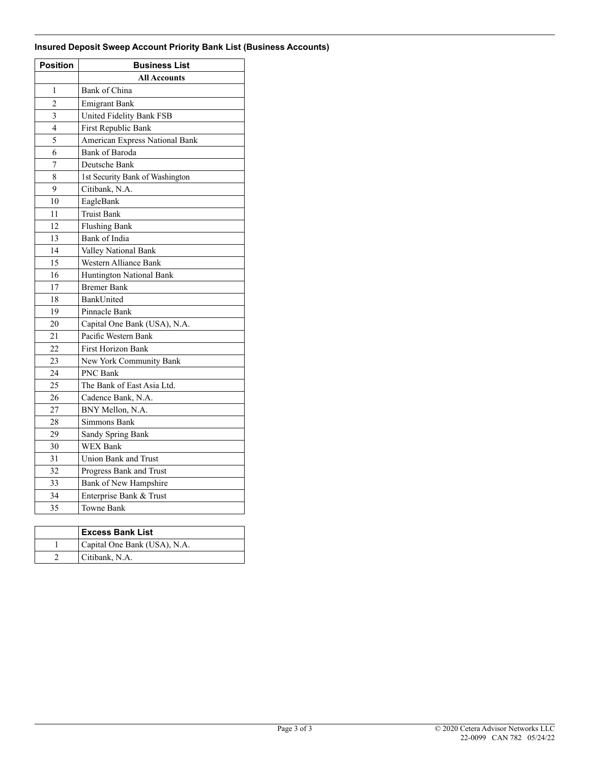**Insured Deposit Sweep Account Priority Bank List (Business Accounts)**

| Position | Business List |
|---|---|
| | **All Accounts** |
| 1 | Bank of China |
| 2 | Emigrant Bank |
| 3 | United Fidelity Bank FSB |
| 4 | First Republic Bank |
| 5 | American Express National Bank |
| 6 | Bank of Baroda |
| 7 | Deutsche Bank |
| 8 | 1st Security Bank of Washington |
| 9 | Citibank, N.A. |
| 10 | EagleBank |
| 11 | Truist Bank |
| 12 | Flushing Bank |
| 13 | Bank of India |
| 14 | Valley National Bank |
| 15 | Western Alliance Bank |
| 16 | Huntington National Bank |
| 17 | Bremer Bank |
| 18 | BankUnited |
| 19 | Pinnacle Bank |
| 20 | Capital One Bank (USA), N.A. |
| 21 | Pacific Western Bank |
| 22 | First Horizon Bank |
| 23 | New York Community Bank |
| 24 | PNC Bank |
| 25 | The Bank of East Asia Ltd. |
| 26 | Cadence Bank, N.A. |
| 27 | BNY Mellon, N.A. |
| 28 | Simmons Bank |
| 29 | Sandy Spring Bank |
| 30 | WEX Bank |
| 31 | Union Bank and Trust |
| 32 | Progress Bank and Trust |
| 33 | Bank of New Hampshire |
| 34 | Enterprise Bank & Trust |
| 35 | Towne Bank |

| | Excess Bank List |
|---|---|
| 1 | Capital One Bank (USA), N.A. |
| 2 | Citibank, N.A. |

© 2020 Cetera Advisor Networks LLC
22-0099 CAN 782 05/24/22